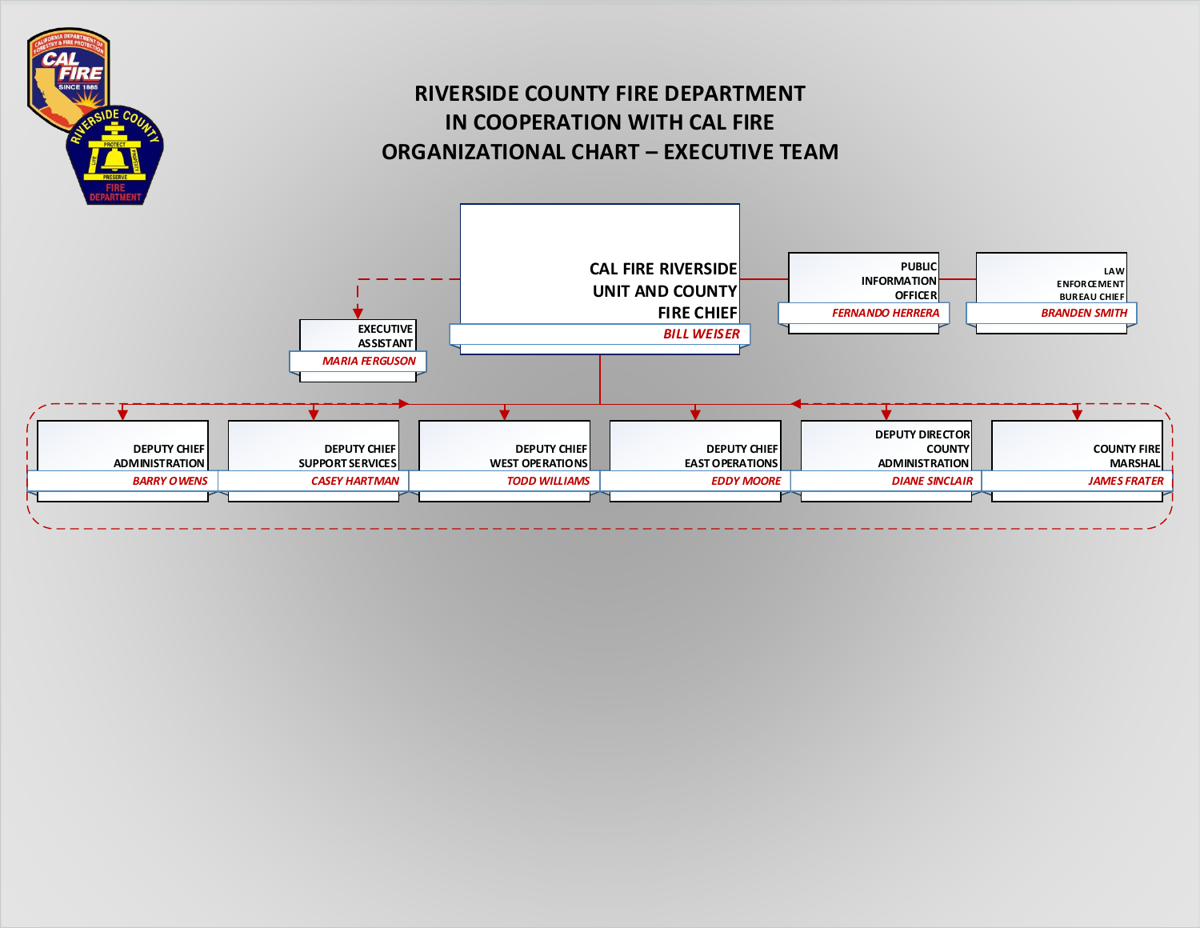# RIVERSIDE COUNTY FIRE DEPARTMENT
# IN COOPERATION WITH CAL FIRE
# ORGANIZATIONAL CHART – EXECUTIVE TEAM

**CAL FIRE RIVERSIDE UNIT AND COUNTY FIRE CHIEF**
*BILL WEISER*

**EXECUTIVE ASSISTANT**
*MARIA FERGUSON*

**PUBLIC INFORMATION OFFICER**
*FERNANDO HERRERA*

**LAW ENFORCEMENT BUREAU CHIEF**
*BRANDEN SMITH*

**DEPUTY CHIEF ADMINISTRATION**
*BARRY OWENS*

**DEPUTY CHIEF SUPPORT SERVICES**
*CASEY HARTMAN*

**DEPUTY CHIEF WEST OPERATIONS**
*TODD WILLIAMS*

**DEPUTY CHIEF EAST OPERATIONS**
*EDDY MOORE*

**DEPUTY DIRECTOR COUNTY ADMINISTRATION**
*DIANE SINCLAIR*

**COUNTY FIRE MARSHAL**
*JAMES FRATER*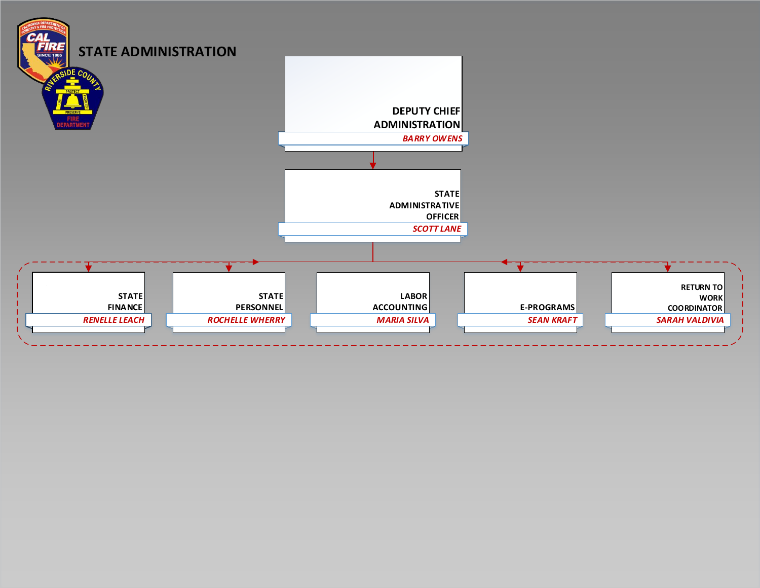# STATE ADMINISTRATION

**DEPUTY CHIEF ADMINISTRATION**
*BARRY OWENS*

**STATE ADMINISTRATIVE OFFICER**
*SCOTT LANE*

- **STATE FINANCE** — *RENELLE LEACH*
- **STATE PERSONNEL** — *ROCHELLE WHERRY*
- **LABOR ACCOUNTING** — *MARIA SILVA*
- **E-PROGRAMS** — *SEAN KRAFT*
- **RETURN TO WORK COORDINATOR** — *SARAH VALDIVIA*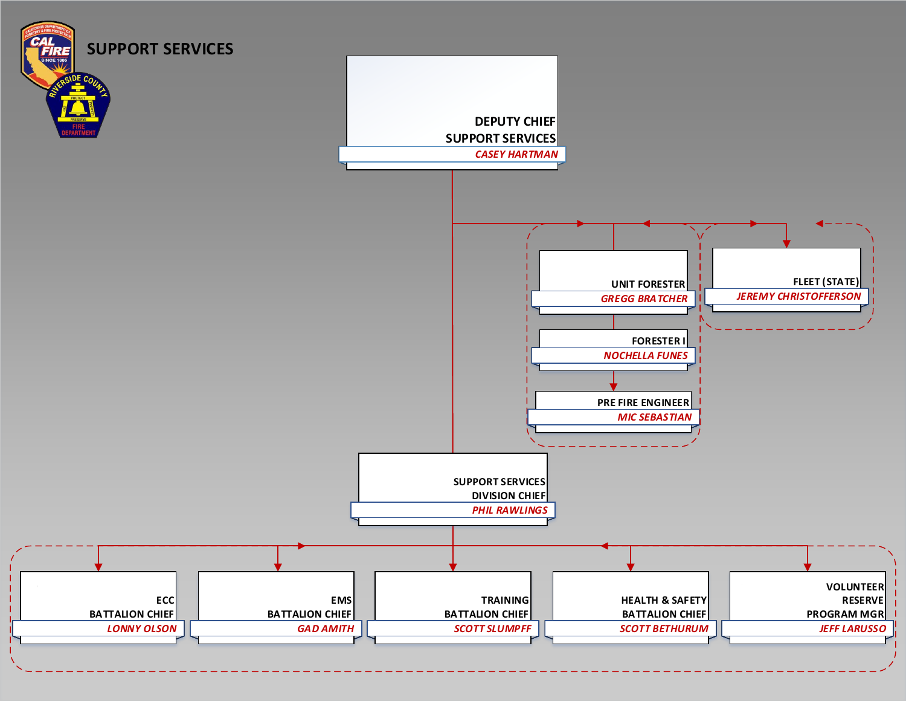# SUPPORT SERVICES

- **DEPUTY CHIEF SUPPORT SERVICES** — *CASEY HARTMAN*
  - **UNIT FORESTER** — *GREGG BRATCHER*
    - **FORESTER I** — *NOCHELLA FUNES*
      - **PRE FIRE ENGINEER** — *MIC SEBASTIAN*
  - **FLEET (STATE)** — *JEREMY CHRISTOFFERSON*
  - **SUPPORT SERVICES DIVISION CHIEF** — *PHIL RAWLINGS*
    - **ECC BATTALION CHIEF** — *LONNY OLSON*
    - **EMS BATTALION CHIEF** — *GAD AMITH*
    - **TRAINING BATTALION CHIEF** — *SCOTT SLUMPFF*
    - **HEALTH & SAFETY BATTALION CHIEF** — *SCOTT BETHURUM*
    - **VOLUNTEER RESERVE PROGRAM MGR** — *JEFF LARUSSO*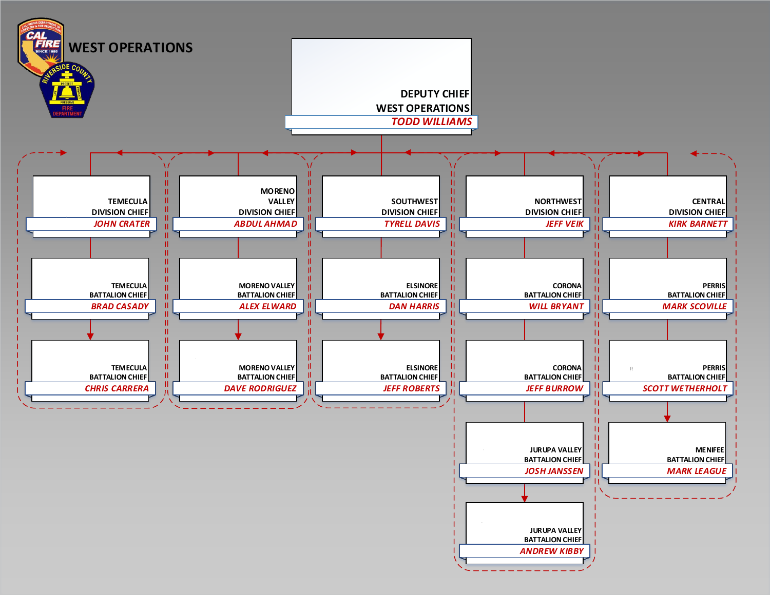# WEST OPERATIONS

**DEPUTY CHIEF**
**WEST OPERATIONS**
***TODD WILLIAMS***

## TEMECULA DIVISION CHIEF — *JOHN CRATER*

- TEMECULA BATTALION CHIEF — *BRAD CASADY*
- TEMECULA BATTALION CHIEF — *CHRIS CARRERA*

## MORENO VALLEY DIVISION CHIEF — *ABDUL AHMAD*

- MORENO VALLEY BATTALION CHIEF — *ALEX ELWARD*
- MORENO VALLEY BATTALION CHIEF — *DAVE RODRIGUEZ*

## SOUTHWEST DIVISION CHIEF — *TYRELL DAVIS*

- ELSINORE BATTALION CHIEF — *DAN HARRIS*
- ELSINORE BATTALION CHIEF — *JEFF ROBERTS*

## NORTHWEST DIVISION CHIEF — *JEFF VEIK*

- CORONA BATTALION CHIEF — *WILL BRYANT*
- CORONA BATTALION CHIEF — *JEFF BURROW*
- JURUPA VALLEY BATTALION CHIEF — *JOSH JANSSEN*
- JURUPA VALLEY BATTALION CHIEF — *ANDREW KIBBY*

## CENTRAL DIVISION CHIEF — *KIRK BARNETT*

- PERRIS BATTALION CHIEF — *MARK SCOVILLE*
- PERRIS BATTALION CHIEF — *SCOTT WETHERHOLT*
- MENIFEE BATTALION CHIEF — *MARK LEAGUE*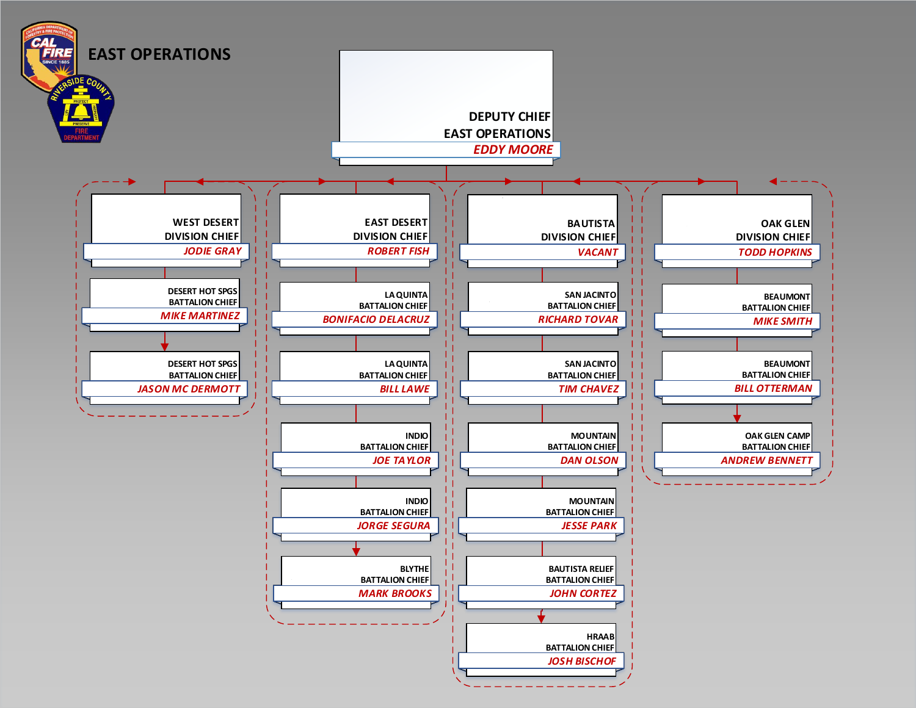# EAST OPERATIONS

**DEPUTY CHIEF EAST OPERATIONS**
EDDY MOORE

## WEST DESERT DIVISION CHIEF
JODIE GRAY

- DESERT HOT SPGS BATTALION CHIEF — MIKE MARTINEZ
- DESERT HOT SPGS BATTALION CHIEF — JASON MC DERMOTT

## EAST DESERT DIVISION CHIEF
ROBERT FISH

- LA QUINTA BATTALION CHIEF — BONIFACIO DELACRUZ
- LA QUINTA BATTALION CHIEF — BILL LAWE
- INDIO BATTALION CHIEF — JOE TAYLOR
- INDIO BATTALION CHIEF — JORGE SEGURA
- BLYTHE BATTALION CHIEF — MARK BROOKS

## BAUTISTA DIVISION CHIEF
VACANT

- SAN JACINTO BATTALION CHIEF — RICHARD TOVAR
- SAN JACINTO BATTALION CHIEF — TIM CHAVEZ
- MOUNTAIN BATTALION CHIEF — DAN OLSON
- MOUNTAIN BATTALION CHIEF — JESSE PARK
- BAUTISTA RELIEF BATTALION CHIEF — JOHN CORTEZ
- HRAAB BATTALION CHIEF — JOSH BISCHOF

## OAK GLEN DIVISION CHIEF
TODD HOPKINS

- BEAUMONT BATTALION CHIEF — MIKE SMITH
- BEAUMONT BATTALION CHIEF — BILL OTTERMAN
- OAK GLEN CAMP BATTALION CHIEF — ANDREW BENNETT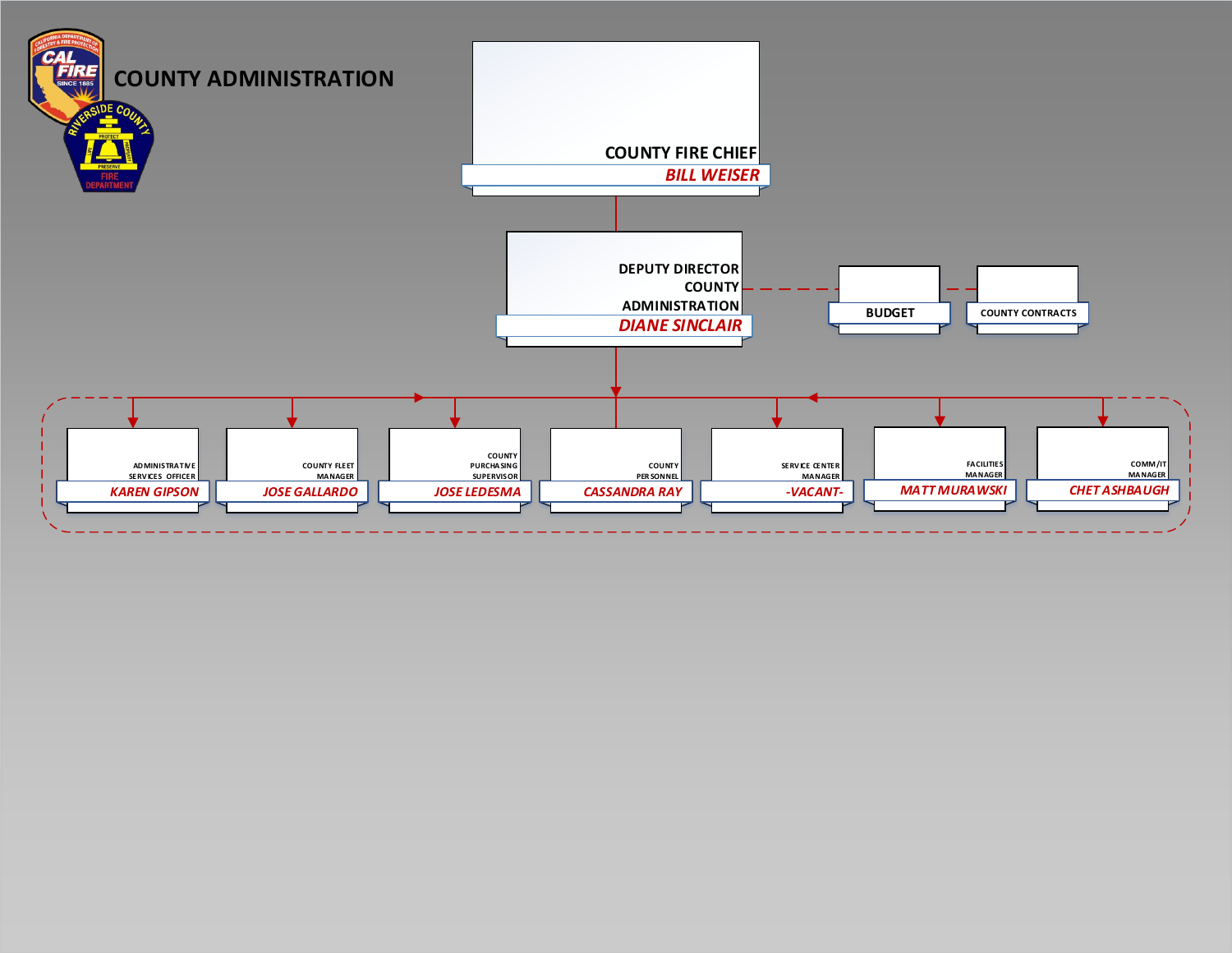# COUNTY ADMINISTRATION

**COUNTY FIRE CHIEF**
*BILL WEISER*

**DEPUTY DIRECTOR COUNTY ADMINISTRATION**
*DIANE SINCLAIR*

- BUDGET
- COUNTY CONTRACTS

| Position | Name |
|---|---|
| ADMINISTRATIVE SERVICES OFFICER | *KAREN GIPSON* |
| COUNTY FLEET MANAGER | *JOSE GALLARDO* |
| COUNTY PURCHASING SUPERVISOR | *JOSE LEDESMA* |
| COUNTY PERSONNEL | *CASSANDRA RAY* |
| SERVICE CENTER MANAGER | *-VACANT-* |
| FACILITIES MANAGER | *MATT MURAWSKI* |
| COMM/IT MANAGER | *CHET ASHBAUGH* |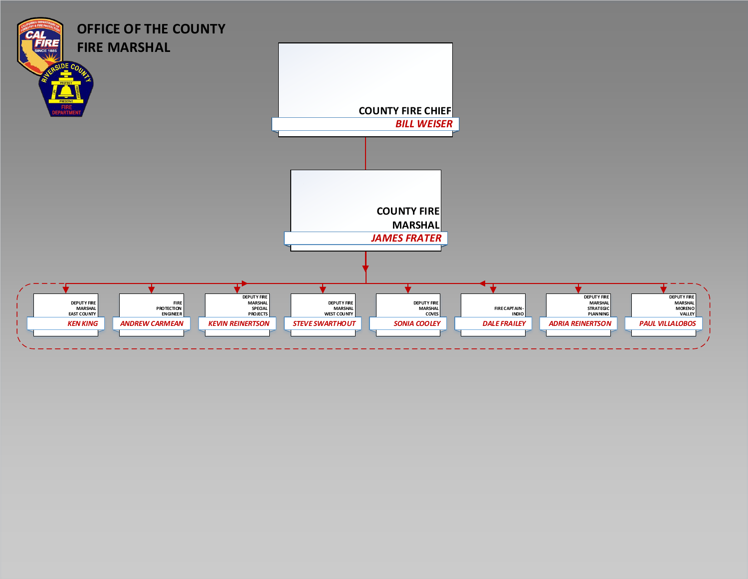# OFFICE OF THE COUNTY FIRE MARSHAL

COUNTY FIRE CHIEF
*BILL WEISER*

COUNTY FIRE MARSHAL
*JAMES FRATER*

DEPUTY FIRE MARSHAL EAST COUNTY
*KEN KING*

FIRE PROTECTION ENGINEER
*ANDREW CARMEAN*

DEPUTY FIRE MARSHAL SPECIAL PROJECTS
*KEVIN REINERTSON*

DEPUTY FIRE MARSHAL WEST COUNTY
*STEVE SWARTHOUT*

DEPUTY FIRE MARSHAL COVES
*SONIA COOLEY*

FIRE CAPTAIN - INDIO
*DALE FRAILEY*

DEPUTY FIRE MARSHAL STRATEGIC PLANNING
*ADRIA REINERTSON*

DEPUTY FIRE MARSHAL MORENO VALLEY
*PAUL VILLALOBOS*